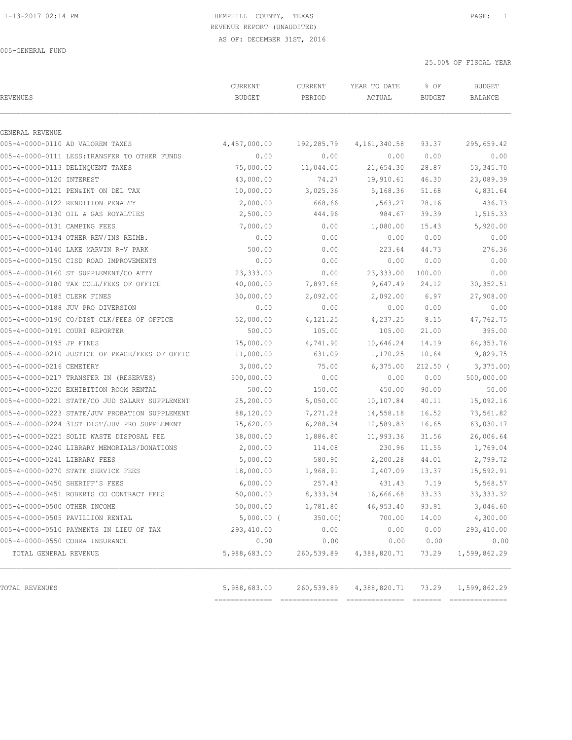1-13-2017 02:14 PM

HEMPHILL COUNTY, TEXAS
REVENUE REPORT (UNAUDITED)
AS OF: DECEMBER 31ST, 2016

005-GENERAL FUND

25.00% OF FISCAL YEAR

| REVENUES | CURRENT BUDGET | CURRENT PERIOD | YEAR TO DATE ACTUAL | % OF BUDGET | BUDGET BALANCE |
|---|---|---|---|---|---|
| GENERAL REVENUE | | | | | |
| 005-4-0000-0110 AD VALOREM TAXES | 4,457,000.00 | 192,285.79 | 4,161,340.58 | 93.37 | 295,659.42 |
| 005-4-0000-0111 LESS:TRANSFER TO OTHER FUNDS | 0.00 | 0.00 | 0.00 | 0.00 | 0.00 |
| 005-4-0000-0113 DELINQUENT TAXES | 75,000.00 | 11,044.05 | 21,654.30 | 28.87 | 53,345.70 |
| 005-4-0000-0120 INTEREST | 43,000.00 | 74.27 | 19,910.61 | 46.30 | 23,089.39 |
| 005-4-0000-0121 PEN&INT ON DEL TAX | 10,000.00 | 3,025.36 | 5,168.36 | 51.68 | 4,831.64 |
| 005-4-0000-0122 RENDITION PENALTY | 2,000.00 | 668.66 | 1,563.27 | 78.16 | 436.73 |
| 005-4-0000-0130 OIL & GAS ROYALTIES | 2,500.00 | 444.96 | 984.67 | 39.39 | 1,515.33 |
| 005-4-0000-0131 CAMPING FEES | 7,000.00 | 0.00 | 1,080.00 | 15.43 | 5,920.00 |
| 005-4-0000-0134 OTHER REV/INS REIMB. | 0.00 | 0.00 | 0.00 | 0.00 | 0.00 |
| 005-4-0000-0140 LAKE MARVIN R-V PARK | 500.00 | 0.00 | 223.64 | 44.73 | 276.36 |
| 005-4-0000-0150 CISD ROAD IMPROVEMENTS | 0.00 | 0.00 | 0.00 | 0.00 | 0.00 |
| 005-4-0000-0160 ST SUPPLEMENT/CO ATTY | 23,333.00 | 0.00 | 23,333.00 | 100.00 | 0.00 |
| 005-4-0000-0180 TAX COLL/FEES OF OFFICE | 40,000.00 | 7,897.68 | 9,647.49 | 24.12 | 30,352.51 |
| 005-4-0000-0185 CLERK FINES | 30,000.00 | 2,092.00 | 2,092.00 | 6.97 | 27,908.00 |
| 005-4-0000-0188 JUV PRO DIVERSION | 0.00 | 0.00 | 0.00 | 0.00 | 0.00 |
| 005-4-0000-0190 CO/DIST CLK/FEES OF OFFICE | 52,000.00 | 4,121.25 | 4,237.25 | 8.15 | 47,762.75 |
| 005-4-0000-0191 COURT REPORTER | 500.00 | 105.00 | 105.00 | 21.00 | 395.00 |
| 005-4-0000-0195 JP FINES | 75,000.00 | 4,741.90 | 10,646.24 | 14.19 | 64,353.76 |
| 005-4-0000-0210 JUSTICE OF PEACE/FEES OF OFFIC | 11,000.00 | 631.09 | 1,170.25 | 10.64 | 9,829.75 |
| 005-4-0000-0216 CEMETERY | 3,000.00 | 75.00 | 6,375.00 | 212.50 | ( 3,375.00) |
| 005-4-0000-0217 TRANSFER IN (RESERVES) | 500,000.00 | 0.00 | 0.00 | 0.00 | 500,000.00 |
| 005-4-0000-0220 EXHIBITION ROOM RENTAL | 500.00 | 150.00 | 450.00 | 90.00 | 50.00 |
| 005-4-0000-0221 STATE/CO JUD SALARY SUPPLEMENT | 25,200.00 | 5,050.00 | 10,107.84 | 40.11 | 15,092.16 |
| 005-4-0000-0223 STATE/JUV PROBATION SUPPLEMENT | 88,120.00 | 7,271.28 | 14,558.18 | 16.52 | 73,561.82 |
| 005-4-0000-0224 31ST DIST/JUV PRO SUPPLEMENT | 75,620.00 | 6,288.34 | 12,589.83 | 16.65 | 63,030.17 |
| 005-4-0000-0225 SOLID WASTE DISPOSAL FEE | 38,000.00 | 1,886.80 | 11,993.36 | 31.56 | 26,006.64 |
| 005-4-0000-0240 LIBRARY MEMORIALS/DONATIONS | 2,000.00 | 114.08 | 230.96 | 11.55 | 1,769.04 |
| 005-4-0000-0241 LIBRARY FEES | 5,000.00 | 580.90 | 2,200.28 | 44.01 | 2,799.72 |
| 005-4-0000-0270 STATE SERVICE FEES | 18,000.00 | 1,968.91 | 2,407.09 | 13.37 | 15,592.91 |
| 005-4-0000-0450 SHERIFF'S FEES | 6,000.00 | 257.43 | 431.43 | 7.19 | 5,568.57 |
| 005-4-0000-0451 ROBERTS CO CONTRACT FEES | 50,000.00 | 8,333.34 | 16,666.68 | 33.33 | 33,333.32 |
| 005-4-0000-0500 OTHER INCOME | 50,000.00 | 1,781.80 | 46,953.40 | 93.91 | 3,046.60 |
| 005-4-0000-0505 PAVILLION RENTAL | 5,000.00 | ( 350.00) | 700.00 | 14.00 | 4,300.00 |
| 005-4-0000-0510 PAYMENTS IN LIEU OF TAX | 293,410.00 | 0.00 | 0.00 | 0.00 | 293,410.00 |
| 005-4-0000-0550 COBRA INSURANCE | 0.00 | 0.00 | 0.00 | 0.00 | 0.00 |
| TOTAL GENERAL REVENUE | 5,988,683.00 | 260,539.89 | 4,388,820.71 | 73.29 | 1,599,862.29 |
| TOTAL REVENUES | 5,988,683.00 | 260,539.89 | 4,388,820.71 | 73.29 | 1,599,862.29 |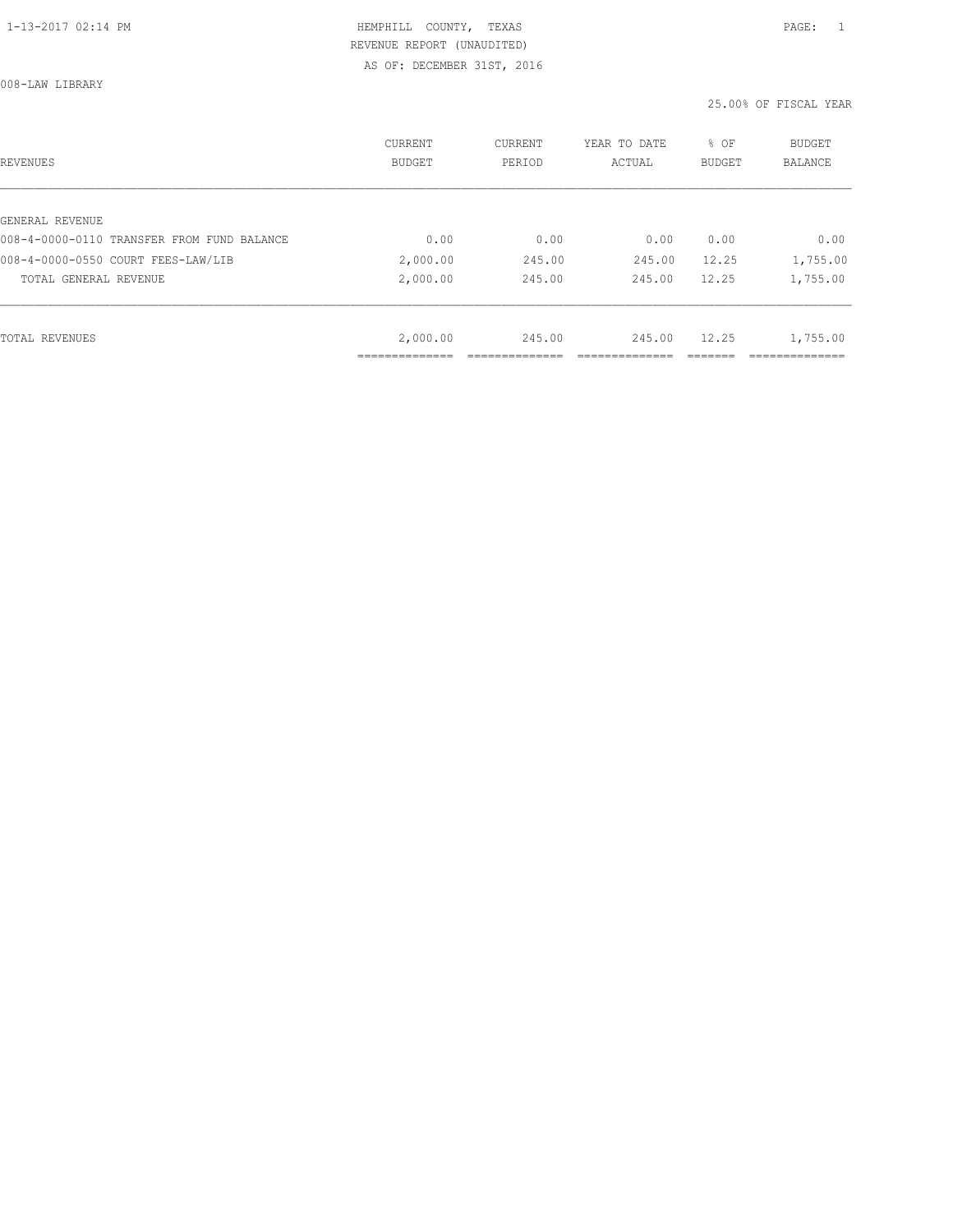HEMPHILL COUNTY, TEXAS
REVENUE REPORT (UNAUDITED)
AS OF: DECEMBER 31ST, 2016

008-LAW LIBRARY

25.00% OF FISCAL YEAR

| REVENUES | CURRENT BUDGET | CURRENT PERIOD | YEAR TO DATE ACTUAL | % OF BUDGET | BUDGET BALANCE |
|---|---|---|---|---|---|
| GENERAL REVENUE | | | | | |
| 008-4-0000-0110 TRANSFER FROM FUND BALANCE | 0.00 | 0.00 | 0.00 | 0.00 | 0.00 |
| 008-4-0000-0550 COURT FEES-LAW/LIB | 2,000.00 | 245.00 | 245.00 | 12.25 | 1,755.00 |
| TOTAL GENERAL REVENUE | 2,000.00 | 245.00 | 245.00 | 12.25 | 1,755.00 |
| TOTAL REVENUES | 2,000.00 | 245.00 | 245.00 | 12.25 | 1,755.00 |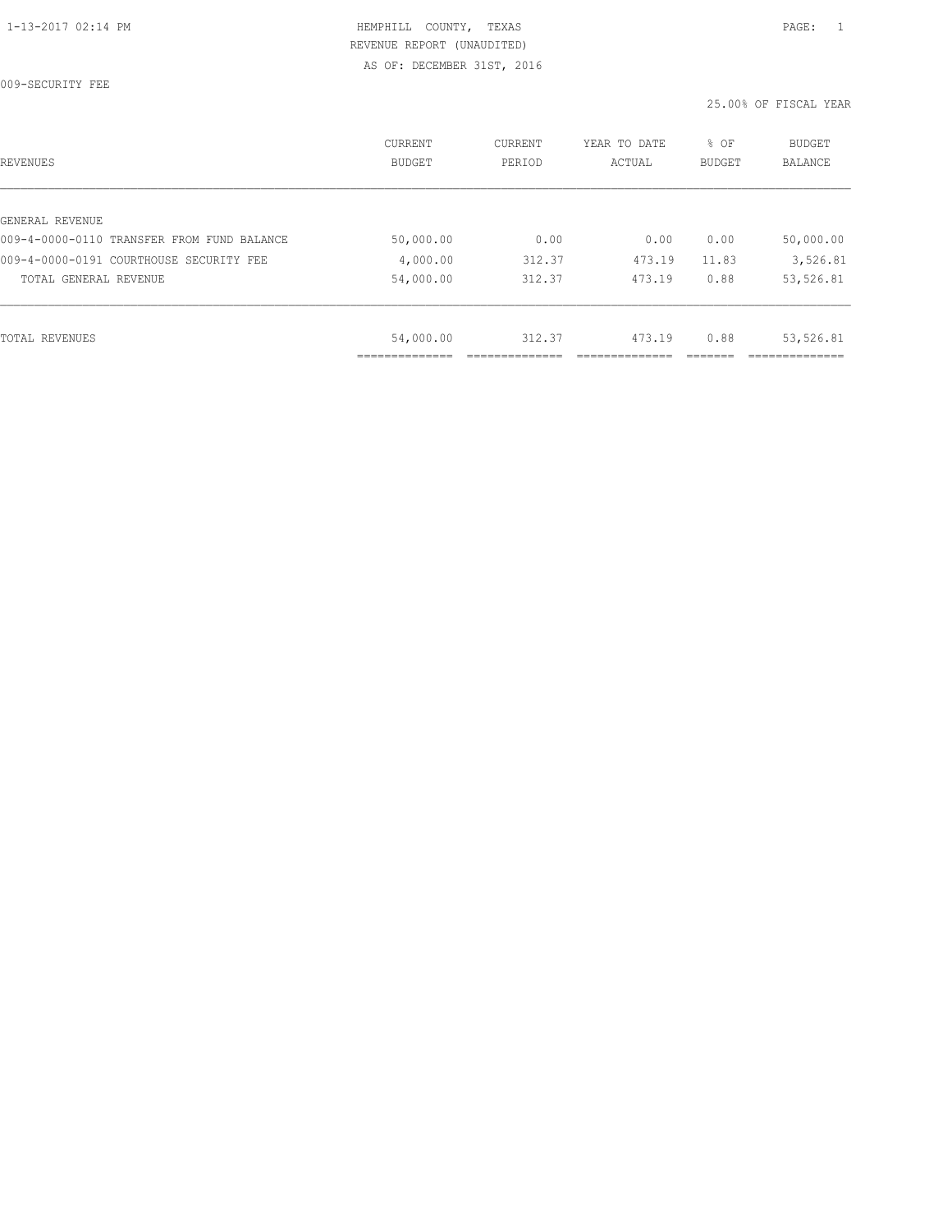HEMPHILL COUNTY, TEXAS

REVENUE REPORT (UNAUDITED)

AS OF: DECEMBER 31ST, 2016

009-SECURITY FEE

25.00% OF FISCAL YEAR

| REVENUES | CURRENT BUDGET | CURRENT PERIOD | YEAR TO DATE ACTUAL | % OF BUDGET | BUDGET BALANCE |
|---|---|---|---|---|---|
| GENERAL REVENUE | | | | | |
| 009-4-0000-0110 TRANSFER FROM FUND BALANCE | 50,000.00 | 0.00 | 0.00 | 0.00 | 50,000.00 |
| 009-4-0000-0191 COURTHOUSE SECURITY FEE | 4,000.00 | 312.37 | 473.19 | 11.83 | 3,526.81 |
| TOTAL GENERAL REVENUE | 54,000.00 | 312.37 | 473.19 | 0.88 | 53,526.81 |
| TOTAL REVENUES | 54,000.00 | 312.37 | 473.19 | 0.88 | 53,526.81 |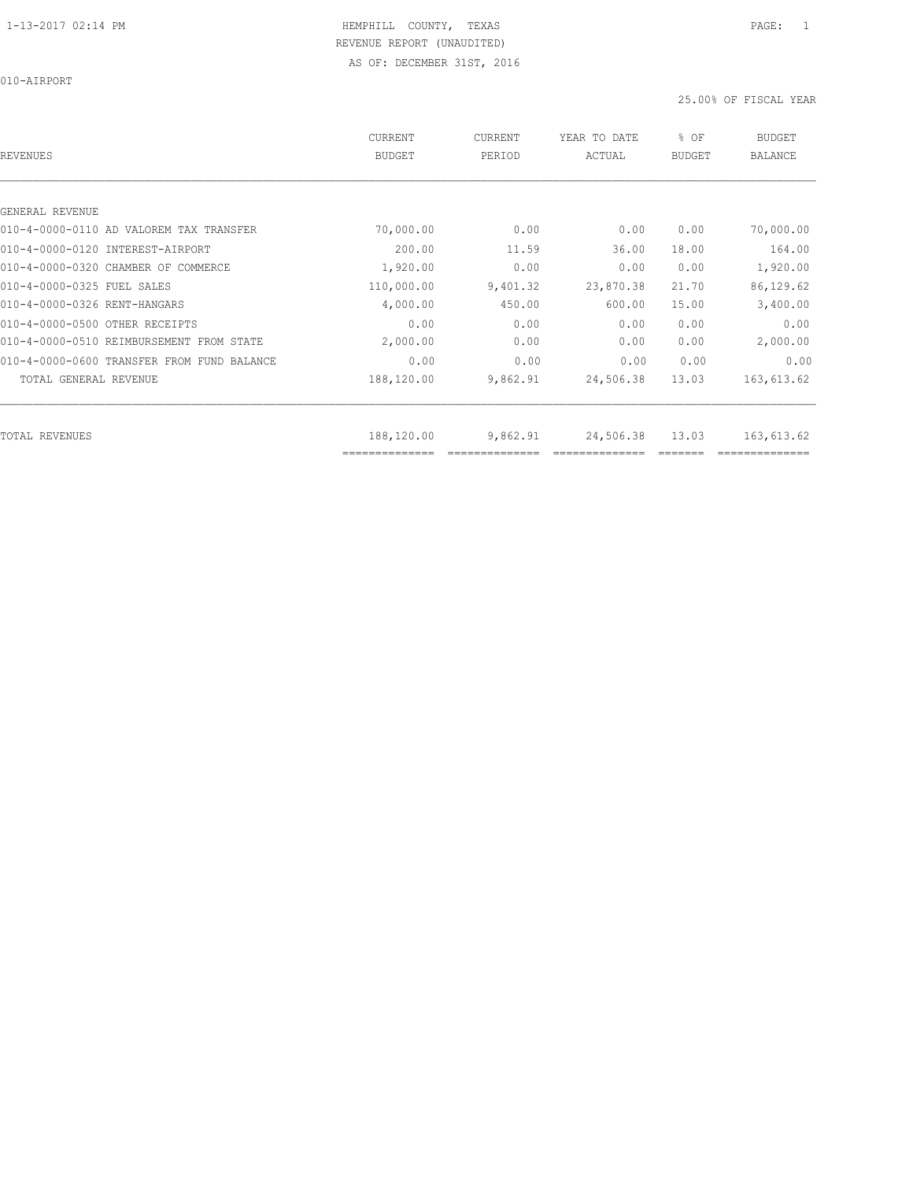HEMPHILL COUNTY, TEXAS
REVENUE REPORT (UNAUDITED)
AS OF: DECEMBER 31ST, 2016

010-AIRPORT

25.00% OF FISCAL YEAR

| REVENUES | CURRENT BUDGET | CURRENT PERIOD | YEAR TO DATE ACTUAL | % OF BUDGET | BUDGET BALANCE |
|---|---|---|---|---|---|
| GENERAL REVENUE | | | | | |
| 010-4-0000-0110 AD VALOREM TAX TRANSFER | 70,000.00 | 0.00 | 0.00 | 0.00 | 70,000.00 |
| 010-4-0000-0120 INTEREST-AIRPORT | 200.00 | 11.59 | 36.00 | 18.00 | 164.00 |
| 010-4-0000-0320 CHAMBER OF COMMERCE | 1,920.00 | 0.00 | 0.00 | 0.00 | 1,920.00 |
| 010-4-0000-0325 FUEL SALES | 110,000.00 | 9,401.32 | 23,870.38 | 21.70 | 86,129.62 |
| 010-4-0000-0326 RENT-HANGARS | 4,000.00 | 450.00 | 600.00 | 15.00 | 3,400.00 |
| 010-4-0000-0500 OTHER RECEIPTS | 0.00 | 0.00 | 0.00 | 0.00 | 0.00 |
| 010-4-0000-0510 REIMBURSEMENT FROM STATE | 2,000.00 | 0.00 | 0.00 | 0.00 | 2,000.00 |
| 010-4-0000-0600 TRANSFER FROM FUND BALANCE | 0.00 | 0.00 | 0.00 | 0.00 | 0.00 |
| TOTAL GENERAL REVENUE | 188,120.00 | 9,862.91 | 24,506.38 | 13.03 | 163,613.62 |
| TOTAL REVENUES | 188,120.00 | 9,862.91 | 24,506.38 | 13.03 | 163,613.62 |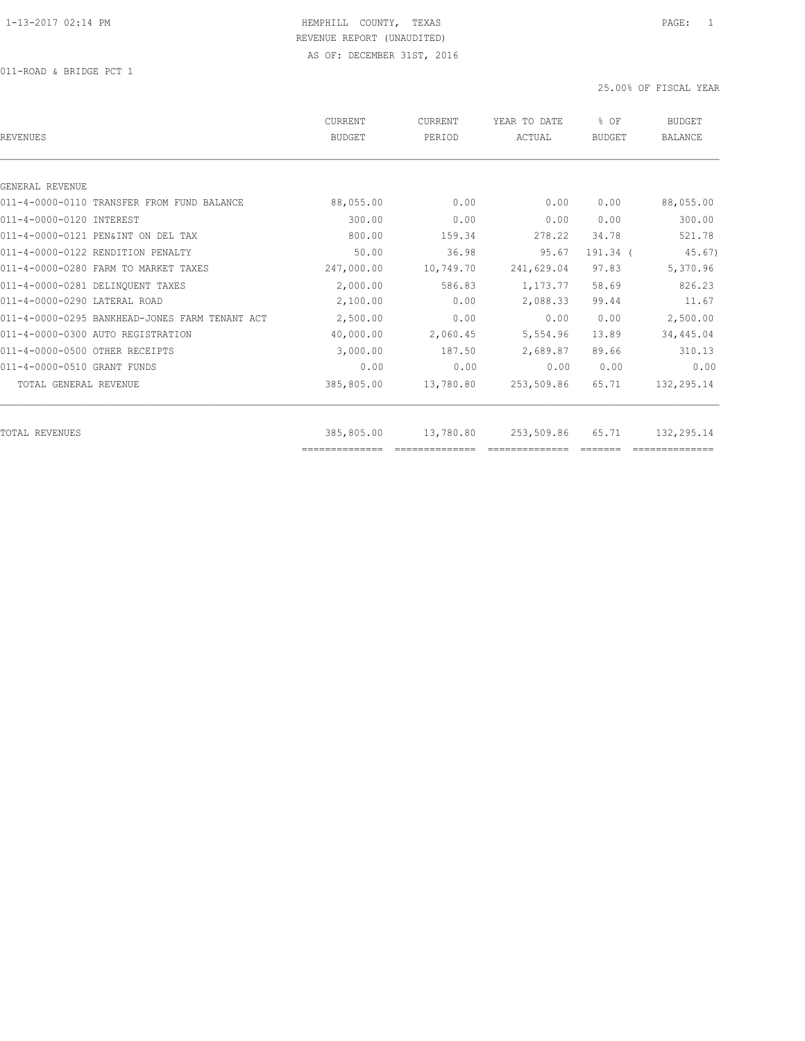HEMPHILL COUNTY, TEXAS
REVENUE REPORT (UNAUDITED)
AS OF: DECEMBER 31ST, 2016

011-ROAD & BRIDGE PCT 1

25.00% OF FISCAL YEAR

| REVENUES | CURRENT BUDGET | CURRENT PERIOD | YEAR TO DATE ACTUAL | % OF BUDGET | BUDGET BALANCE |
|---|---|---|---|---|---|
| GENERAL REVENUE | | | | | |
| 011-4-0000-0110 TRANSFER FROM FUND BALANCE | 88,055.00 | 0.00 | 0.00 | 0.00 | 88,055.00 |
| 011-4-0000-0120 INTEREST | 300.00 | 0.00 | 0.00 | 0.00 | 300.00 |
| 011-4-0000-0121 PEN&INT ON DEL TAX | 800.00 | 159.34 | 278.22 | 34.78 | 521.78 |
| 011-4-0000-0122 RENDITION PENALTY | 50.00 | 36.98 | 95.67 | 191.34 | ( 45.67) |
| 011-4-0000-0280 FARM TO MARKET TAXES | 247,000.00 | 10,749.70 | 241,629.04 | 97.83 | 5,370.96 |
| 011-4-0000-0281 DELINQUENT TAXES | 2,000.00 | 586.83 | 1,173.77 | 58.69 | 826.23 |
| 011-4-0000-0290 LATERAL ROAD | 2,100.00 | 0.00 | 2,088.33 | 99.44 | 11.67 |
| 011-4-0000-0295 BANKHEAD-JONES FARM TENANT ACT | 2,500.00 | 0.00 | 0.00 | 0.00 | 2,500.00 |
| 011-4-0000-0300 AUTO REGISTRATION | 40,000.00 | 2,060.45 | 5,554.96 | 13.89 | 34,445.04 |
| 011-4-0000-0500 OTHER RECEIPTS | 3,000.00 | 187.50 | 2,689.87 | 89.66 | 310.13 |
| 011-4-0000-0510 GRANT FUNDS | 0.00 | 0.00 | 0.00 | 0.00 | 0.00 |
| TOTAL GENERAL REVENUE | 385,805.00 | 13,780.80 | 253,509.86 | 65.71 | 132,295.14 |
| TOTAL REVENUES | 385,805.00 | 13,780.80 | 253,509.86 | 65.71 | 132,295.14 |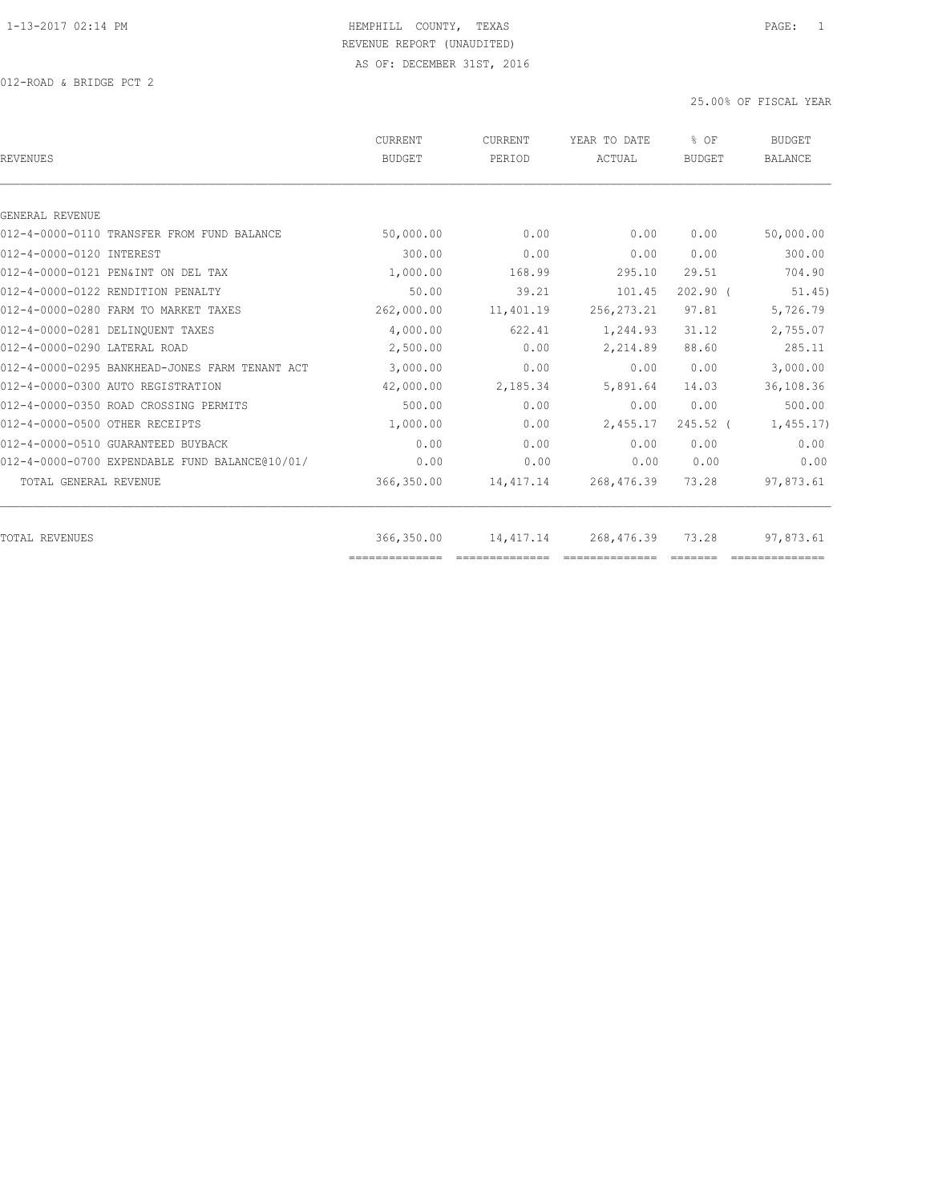HEMPHILL COUNTY, TEXAS
REVENUE REPORT (UNAUDITED)
AS OF: DECEMBER 31ST, 2016

012-ROAD & BRIDGE PCT 2

25.00% OF FISCAL YEAR

| REVENUES | CURRENT BUDGET | CURRENT PERIOD | YEAR TO DATE ACTUAL | % OF BUDGET | BUDGET BALANCE |
|---|---|---|---|---|---|
| GENERAL REVENUE | | | | | |
| 012-4-0000-0110 TRANSFER FROM FUND BALANCE | 50,000.00 | 0.00 | 0.00 | 0.00 | 50,000.00 |
| 012-4-0000-0120 INTEREST | 300.00 | 0.00 | 0.00 | 0.00 | 300.00 |
| 012-4-0000-0121 PEN&INT ON DEL TAX | 1,000.00 | 168.99 | 295.10 | 29.51 | 704.90 |
| 012-4-0000-0122 RENDITION PENALTY | 50.00 | 39.21 | 101.45 | 202.90 ( | 51.45) |
| 012-4-0000-0280 FARM TO MARKET TAXES | 262,000.00 | 11,401.19 | 256,273.21 | 97.81 | 5,726.79 |
| 012-4-0000-0281 DELINQUENT TAXES | 4,000.00 | 622.41 | 1,244.93 | 31.12 | 2,755.07 |
| 012-4-0000-0290 LATERAL ROAD | 2,500.00 | 0.00 | 2,214.89 | 88.60 | 285.11 |
| 012-4-0000-0295 BANKHEAD-JONES FARM TENANT ACT | 3,000.00 | 0.00 | 0.00 | 0.00 | 3,000.00 |
| 012-4-0000-0300 AUTO REGISTRATION | 42,000.00 | 2,185.34 | 5,891.64 | 14.03 | 36,108.36 |
| 012-4-0000-0350 ROAD CROSSING PERMITS | 500.00 | 0.00 | 0.00 | 0.00 | 500.00 |
| 012-4-0000-0500 OTHER RECEIPTS | 1,000.00 | 0.00 | 2,455.17 | 245.52 ( | 1,455.17) |
| 012-4-0000-0510 GUARANTEED BUYBACK | 0.00 | 0.00 | 0.00 | 0.00 | 0.00 |
| 012-4-0000-0700 EXPENDABLE FUND BALANCE@10/01/ | 0.00 | 0.00 | 0.00 | 0.00 | 0.00 |
| TOTAL GENERAL REVENUE | 366,350.00 | 14,417.14 | 268,476.39 | 73.28 | 97,873.61 |
| TOTAL REVENUES | 366,350.00 | 14,417.14 | 268,476.39 | 73.28 | 97,873.61 |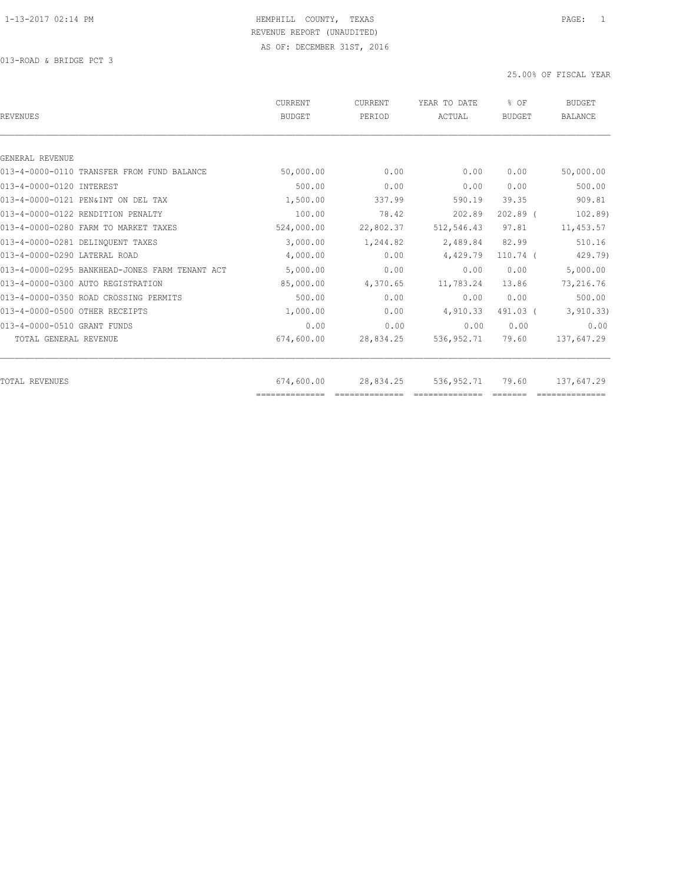1-13-2017 02:14 PM

HEMPHILL COUNTY, TEXAS
REVENUE REPORT (UNAUDITED)
AS OF: DECEMBER 31ST, 2016

013-ROAD & BRIDGE PCT 3

25.00% OF FISCAL YEAR

| REVENUES | CURRENT BUDGET | CURRENT PERIOD | YEAR TO DATE ACTUAL | % OF BUDGET | BUDGET BALANCE |
|---|---|---|---|---|---|
| GENERAL REVENUE | | | | | |
| 013-4-0000-0110 TRANSFER FROM FUND BALANCE | 50,000.00 | 0.00 | 0.00 | 0.00 | 50,000.00 |
| 013-4-0000-0120 INTEREST | 500.00 | 0.00 | 0.00 | 0.00 | 500.00 |
| 013-4-0000-0121 PEN&INT ON DEL TAX | 1,500.00 | 337.99 | 590.19 | 39.35 | 909.81 |
| 013-4-0000-0122 RENDITION PENALTY | 100.00 | 78.42 | 202.89 | 202.89 ( | 102.89) |
| 013-4-0000-0280 FARM TO MARKET TAXES | 524,000.00 | 22,802.37 | 512,546.43 | 97.81 | 11,453.57 |
| 013-4-0000-0281 DELINQUENT TAXES | 3,000.00 | 1,244.82 | 2,489.84 | 82.99 | 510.16 |
| 013-4-0000-0290 LATERAL ROAD | 4,000.00 | 0.00 | 4,429.79 | 110.74 ( | 429.79) |
| 013-4-0000-0295 BANKHEAD-JONES FARM TENANT ACT | 5,000.00 | 0.00 | 0.00 | 0.00 | 5,000.00 |
| 013-4-0000-0300 AUTO REGISTRATION | 85,000.00 | 4,370.65 | 11,783.24 | 13.86 | 73,216.76 |
| 013-4-0000-0350 ROAD CROSSING PERMITS | 500.00 | 0.00 | 0.00 | 0.00 | 500.00 |
| 013-4-0000-0500 OTHER RECEIPTS | 1,000.00 | 0.00 | 4,910.33 | 491.03 ( | 3,910.33) |
| 013-4-0000-0510 GRANT FUNDS | 0.00 | 0.00 | 0.00 | 0.00 | 0.00 |
| TOTAL GENERAL REVENUE | 674,600.00 | 28,834.25 | 536,952.71 | 79.60 | 137,647.29 |
| TOTAL REVENUES | 674,600.00 | 28,834.25 | 536,952.71 | 79.60 | 137,647.29 |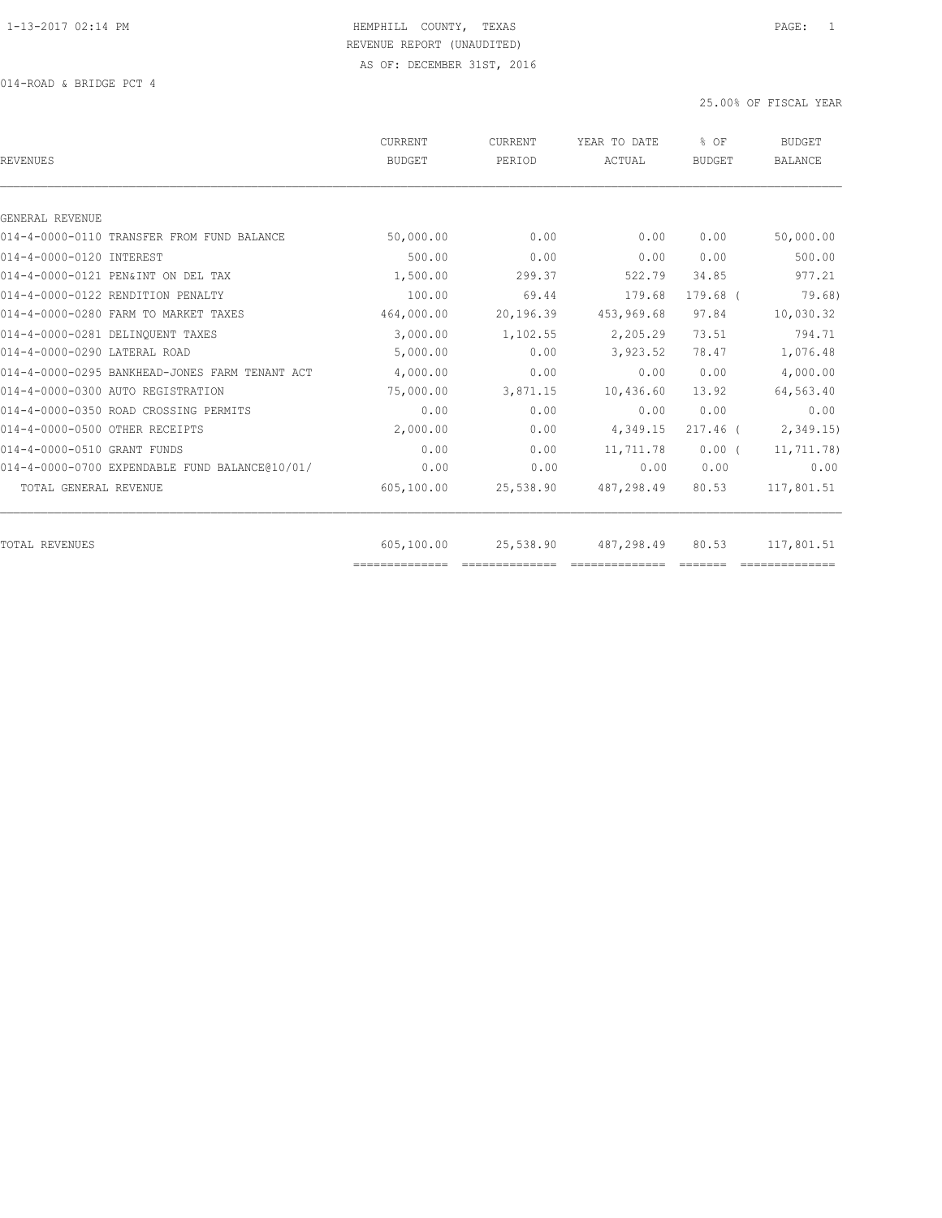HEMPHILL COUNTY, TEXAS
REVENUE REPORT (UNAUDITED)
AS OF: DECEMBER 31ST, 2016

014-ROAD & BRIDGE PCT 4

25.00% OF FISCAL YEAR

| REVENUES | CURRENT BUDGET | CURRENT PERIOD | YEAR TO DATE ACTUAL | % OF BUDGET | BUDGET BALANCE |
|---|---|---|---|---|---|
| GENERAL REVENUE | | | | | |
| 014-4-0000-0110 TRANSFER FROM FUND BALANCE | 50,000.00 | 0.00 | 0.00 | 0.00 | 50,000.00 |
| 014-4-0000-0120 INTEREST | 500.00 | 0.00 | 0.00 | 0.00 | 500.00 |
| 014-4-0000-0121 PEN&INT ON DEL TAX | 1,500.00 | 299.37 | 522.79 | 34.85 | 977.21 |
| 014-4-0000-0122 RENDITION PENALTY | 100.00 | 69.44 | 179.68 | 179.68 ( | 79.68) |
| 014-4-0000-0280 FARM TO MARKET TAXES | 464,000.00 | 20,196.39 | 453,969.68 | 97.84 | 10,030.32 |
| 014-4-0000-0281 DELINQUENT TAXES | 3,000.00 | 1,102.55 | 2,205.29 | 73.51 | 794.71 |
| 014-4-0000-0290 LATERAL ROAD | 5,000.00 | 0.00 | 3,923.52 | 78.47 | 1,076.48 |
| 014-4-0000-0295 BANKHEAD-JONES FARM TENANT ACT | 4,000.00 | 0.00 | 0.00 | 0.00 | 4,000.00 |
| 014-4-0000-0300 AUTO REGISTRATION | 75,000.00 | 3,871.15 | 10,436.60 | 13.92 | 64,563.40 |
| 014-4-0000-0350 ROAD CROSSING PERMITS | 0.00 | 0.00 | 0.00 | 0.00 | 0.00 |
| 014-4-0000-0500 OTHER RECEIPTS | 2,000.00 | 0.00 | 4,349.15 | 217.46 ( | 2,349.15) |
| 014-4-0000-0510 GRANT FUNDS | 0.00 | 0.00 | 11,711.78 | 0.00 ( | 11,711.78) |
| 014-4-0000-0700 EXPENDABLE FUND BALANCE@10/01/ | 0.00 | 0.00 | 0.00 | 0.00 | 0.00 |
| TOTAL GENERAL REVENUE | 605,100.00 | 25,538.90 | 487,298.49 | 80.53 | 117,801.51 |
| TOTAL REVENUES | 605,100.00 | 25,538.90 | 487,298.49 | 80.53 | 117,801.51 |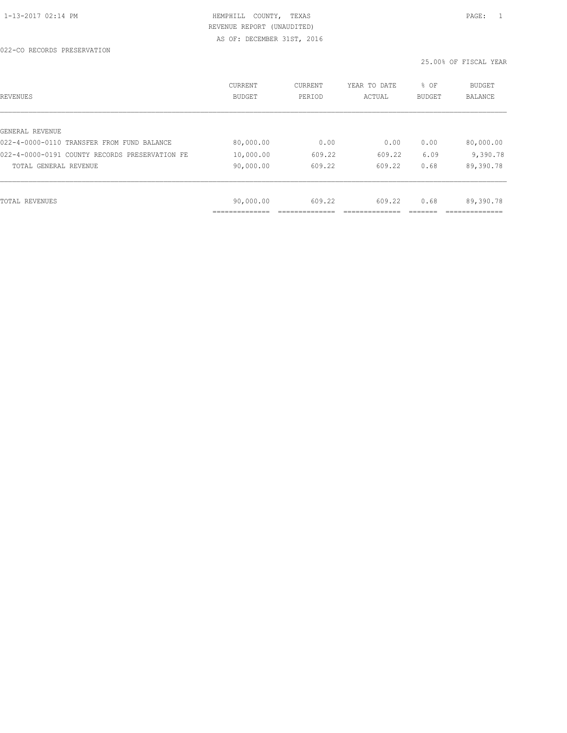HEMPHILL COUNTY, TEXAS
REVENUE REPORT (UNAUDITED)
AS OF: DECEMBER 31ST, 2016

022-CO RECORDS PRESERVATION

25.00% OF FISCAL YEAR

| REVENUES | CURRENT BUDGET | CURRENT PERIOD | YEAR TO DATE ACTUAL | % OF BUDGET | BUDGET BALANCE |
|---|---|---|---|---|---|
| GENERAL REVENUE | | | | | |
| 022-4-0000-0110 TRANSFER FROM FUND BALANCE | 80,000.00 | 0.00 | 0.00 | 0.00 | 80,000.00 |
| 022-4-0000-0191 COUNTY RECORDS PRESERVATION FE | 10,000.00 | 609.22 | 609.22 | 6.09 | 9,390.78 |
| TOTAL GENERAL REVENUE | 90,000.00 | 609.22 | 609.22 | 0.68 | 89,390.78 |
| TOTAL REVENUES | 90,000.00 | 609.22 | 609.22 | 0.68 | 89,390.78 |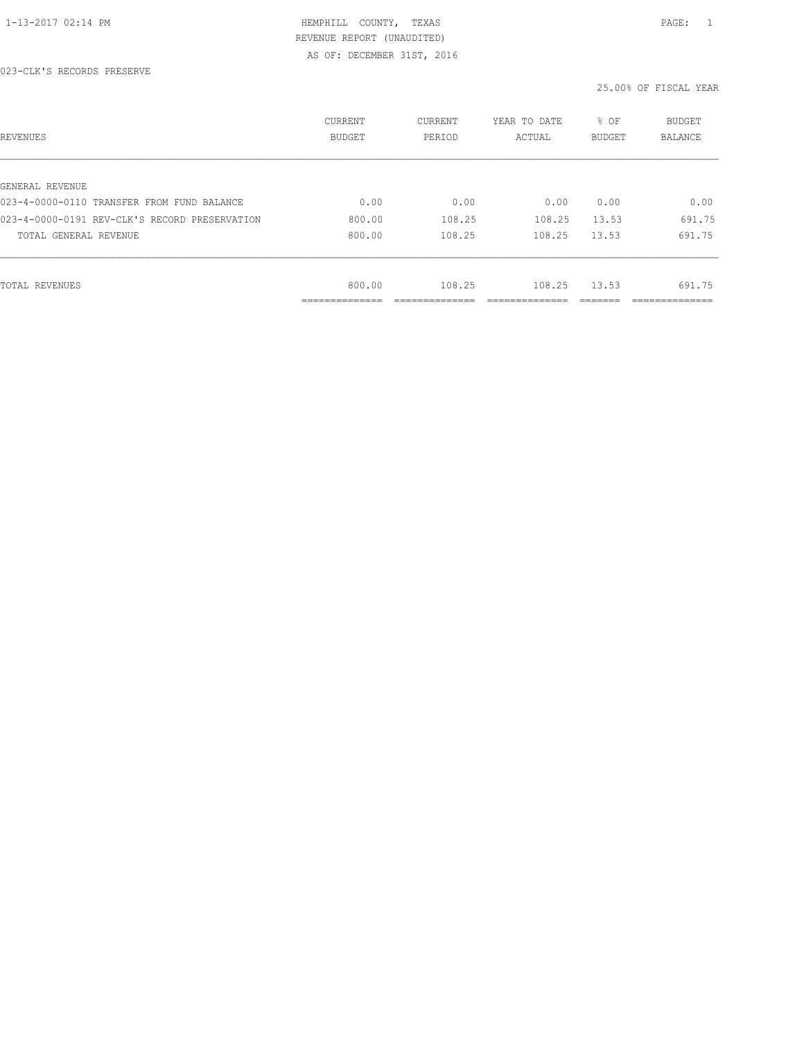HEMPHILL COUNTY, TEXAS
REVENUE REPORT (UNAUDITED)
AS OF: DECEMBER 31ST, 2016

023-CLK'S RECORDS PRESERVE

25.00% OF FISCAL YEAR

| REVENUES | CURRENT BUDGET | CURRENT PERIOD | YEAR TO DATE ACTUAL | % OF BUDGET | BUDGET BALANCE |
|---|---|---|---|---|---|
| GENERAL REVENUE | | | | | |
| 023-4-0000-0110 TRANSFER FROM FUND BALANCE | 0.00 | 0.00 | 0.00 | 0.00 | 0.00 |
| 023-4-0000-0191 REV-CLK'S RECORD PRESERVATION | 800.00 | 108.25 | 108.25 | 13.53 | 691.75 |
| TOTAL GENERAL REVENUE | 800.00 | 108.25 | 108.25 | 13.53 | 691.75 |
| TOTAL REVENUES | 800.00 | 108.25 | 108.25 | 13.53 | 691.75 |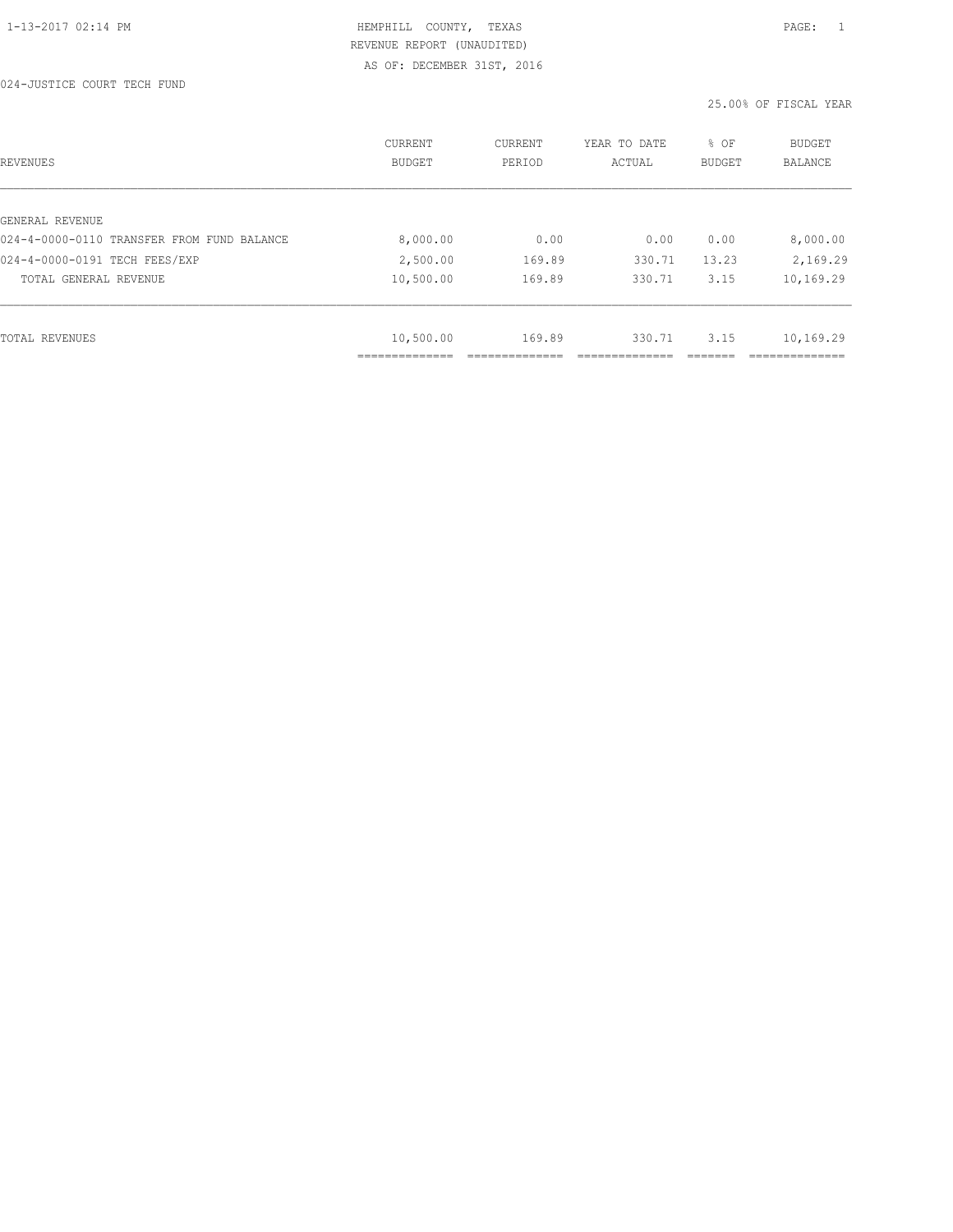HEMPHILL COUNTY, TEXAS
REVENUE REPORT (UNAUDITED)
AS OF: DECEMBER 31ST, 2016

024-JUSTICE COURT TECH FUND

25.00% OF FISCAL YEAR

| REVENUES | CURRENT BUDGET | CURRENT PERIOD | YEAR TO DATE ACTUAL | % OF BUDGET | BUDGET BALANCE |
|---|---|---|---|---|---|
| GENERAL REVENUE | | | | | |
| 024-4-0000-0110 TRANSFER FROM FUND BALANCE | 8,000.00 | 0.00 | 0.00 | 0.00 | 8,000.00 |
| 024-4-0000-0191 TECH FEES/EXP | 2,500.00 | 169.89 | 330.71 | 13.23 | 2,169.29 |
| TOTAL GENERAL REVENUE | 10,500.00 | 169.89 | 330.71 | 3.15 | 10,169.29 |
| TOTAL REVENUES | 10,500.00 | 169.89 | 330.71 | 3.15 | 10,169.29 |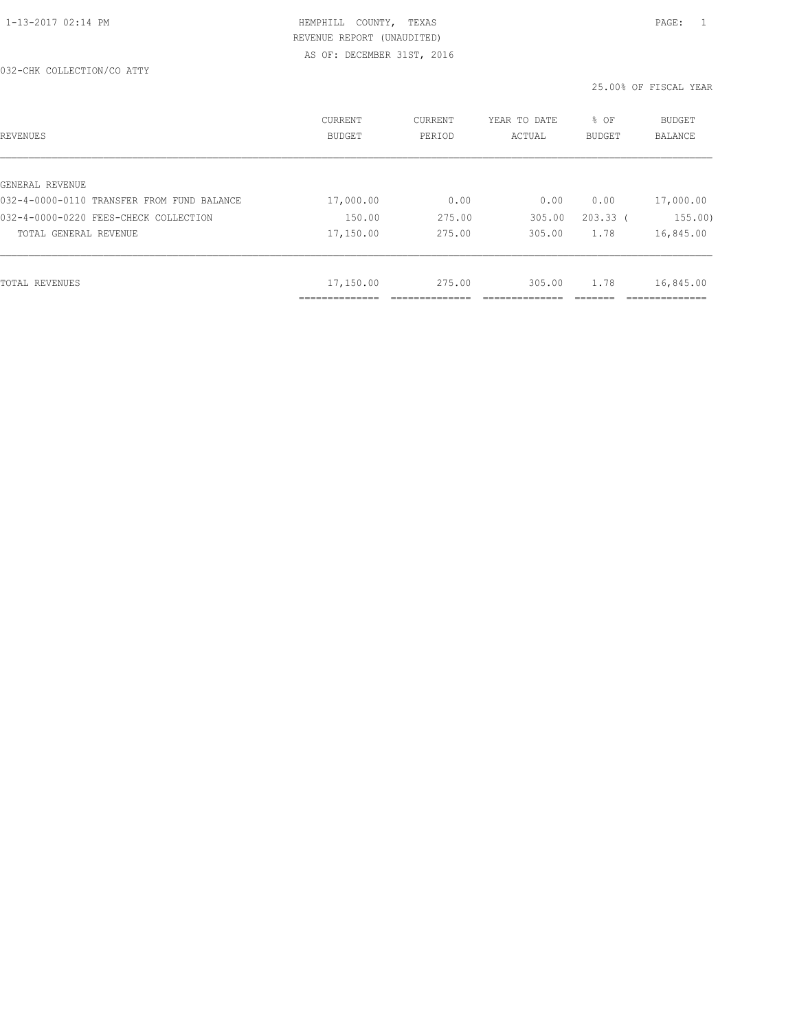HEMPHILL COUNTY, TEXAS
REVENUE REPORT (UNAUDITED)
AS OF: DECEMBER 31ST, 2016

032-CHK COLLECTION/CO ATTY

25.00% OF FISCAL YEAR

| REVENUES | CURRENT BUDGET | CURRENT PERIOD | YEAR TO DATE ACTUAL | % OF BUDGET | BUDGET BALANCE |
|---|---|---|---|---|---|
| GENERAL REVENUE | | | | | |
| 032-4-0000-0110 TRANSFER FROM FUND BALANCE | 17,000.00 | 0.00 | 0.00 | 0.00 | 17,000.00 |
| 032-4-0000-0220 FEES-CHECK COLLECTION | 150.00 | 275.00 | 305.00 | 203.33 | ( 155.00) |
| TOTAL GENERAL REVENUE | 17,150.00 | 275.00 | 305.00 | 1.78 | 16,845.00 |
| TOTAL REVENUES | 17,150.00 | 275.00 | 305.00 | 1.78 | 16,845.00 |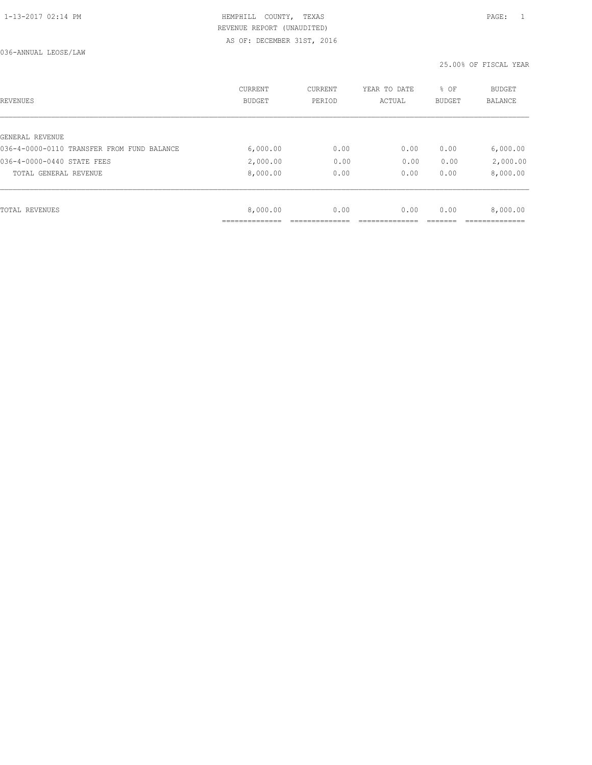HEMPHILL COUNTY, TEXAS
REVENUE REPORT (UNAUDITED)
AS OF: DECEMBER 31ST, 2016

036-ANNUAL LEOSE/LAW

25.00% OF FISCAL YEAR

| REVENUES | CURRENT BUDGET | CURRENT PERIOD | YEAR TO DATE ACTUAL | % OF BUDGET | BUDGET BALANCE |
|---|---|---|---|---|---|
| GENERAL REVENUE | | | | | |
| 036-4-0000-0110 TRANSFER FROM FUND BALANCE | 6,000.00 | 0.00 | 0.00 | 0.00 | 6,000.00 |
| 036-4-0000-0440 STATE FEES | 2,000.00 | 0.00 | 0.00 | 0.00 | 2,000.00 |
| TOTAL GENERAL REVENUE | 8,000.00 | 0.00 | 0.00 | 0.00 | 8,000.00 |
| TOTAL REVENUES | 8,000.00 | 0.00 | 0.00 | 0.00 | 8,000.00 |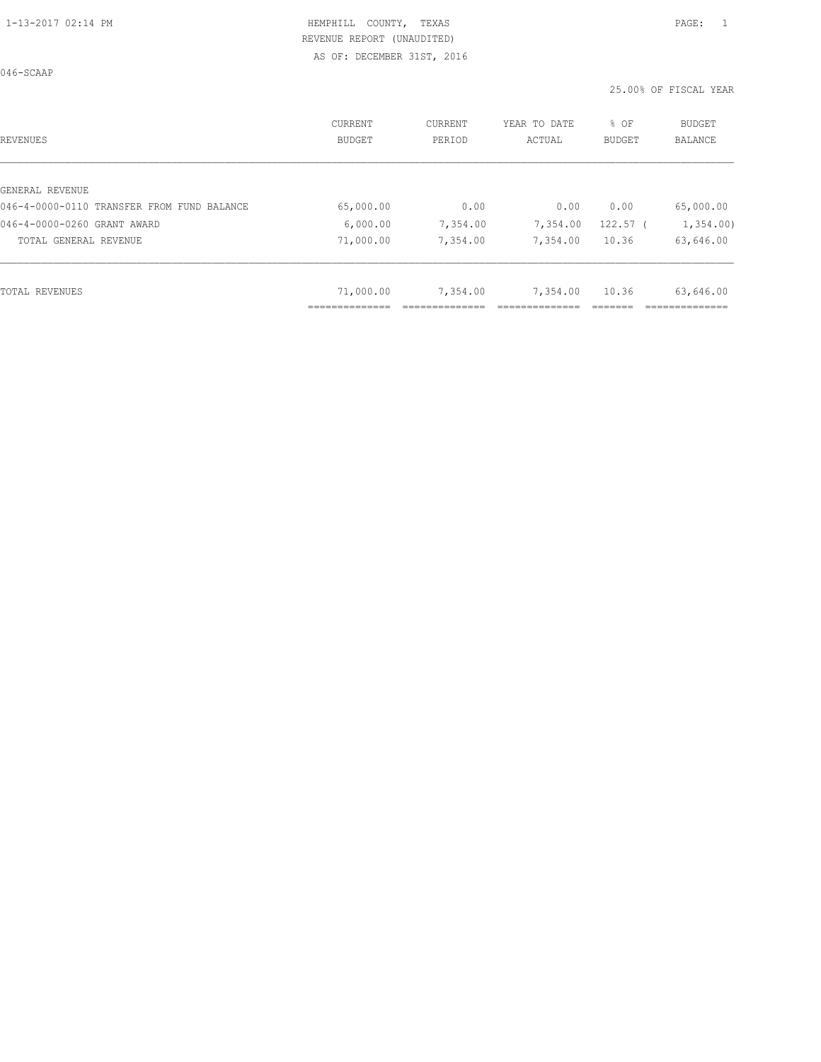HEMPHILL COUNTY, TEXAS
REVENUE REPORT (UNAUDITED)
AS OF: DECEMBER 31ST, 2016

046-SCAAP

25.00% OF FISCAL YEAR

| REVENUES | CURRENT BUDGET | CURRENT PERIOD | YEAR TO DATE ACTUAL | % OF BUDGET | BUDGET BALANCE |
|---|---|---|---|---|---|
| GENERAL REVENUE | | | | | |
| 046-4-0000-0110 TRANSFER FROM FUND BALANCE | 65,000.00 | 0.00 | 0.00 | 0.00 | 65,000.00 |
| 046-4-0000-0260 GRANT AWARD | 6,000.00 | 7,354.00 | 7,354.00 | 122.57 | ( 1,354.00) |
| TOTAL GENERAL REVENUE | 71,000.00 | 7,354.00 | 7,354.00 | 10.36 | 63,646.00 |
| TOTAL REVENUES | 71,000.00 | 7,354.00 | 7,354.00 | 10.36 | 63,646.00 |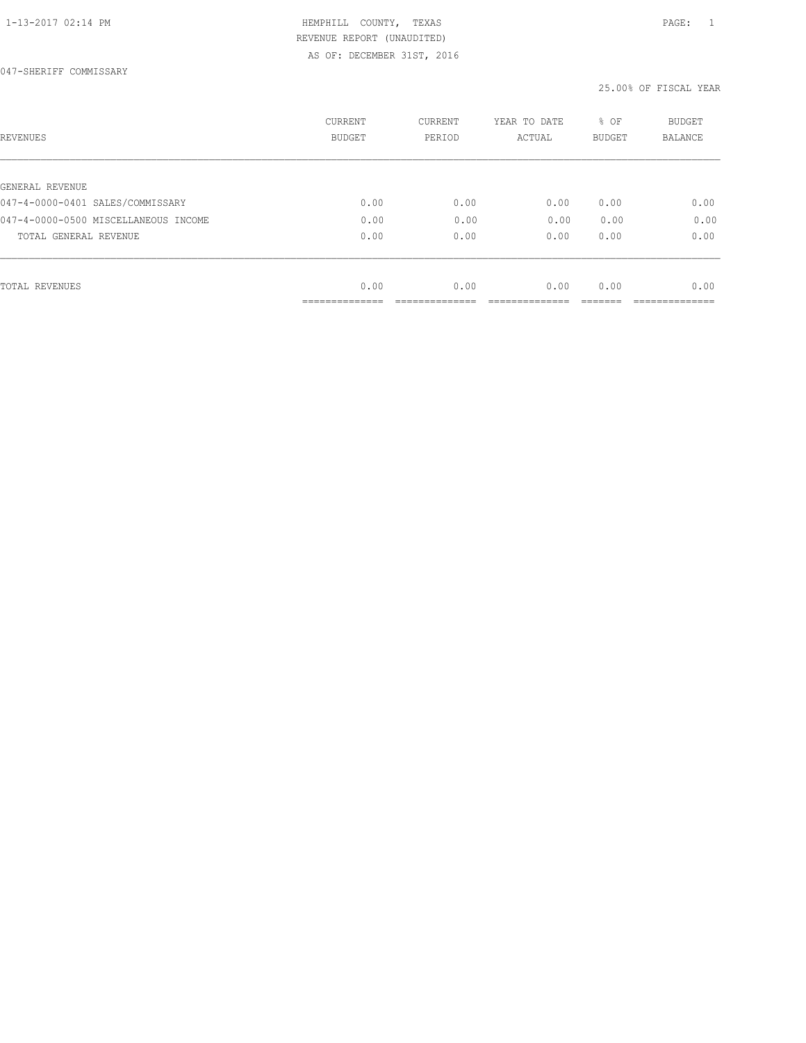HEMPHILL COUNTY, TEXAS
REVENUE REPORT (UNAUDITED)
AS OF: DECEMBER 31ST, 2016

047-SHERIFF COMMISSARY

25.00% OF FISCAL YEAR

| REVENUES | CURRENT BUDGET | CURRENT PERIOD | YEAR TO DATE ACTUAL | % OF BUDGET | BUDGET BALANCE |
|---|---|---|---|---|---|
| GENERAL REVENUE | | | | | |
| 047-4-0000-0401 SALES/COMMISSARY | 0.00 | 0.00 | 0.00 | 0.00 | 0.00 |
| 047-4-0000-0500 MISCELLANEOUS INCOME | 0.00 | 0.00 | 0.00 | 0.00 | 0.00 |
| TOTAL GENERAL REVENUE | 0.00 | 0.00 | 0.00 | 0.00 | 0.00 |
| TOTAL REVENUES | 0.00 | 0.00 | 0.00 | 0.00 | 0.00 |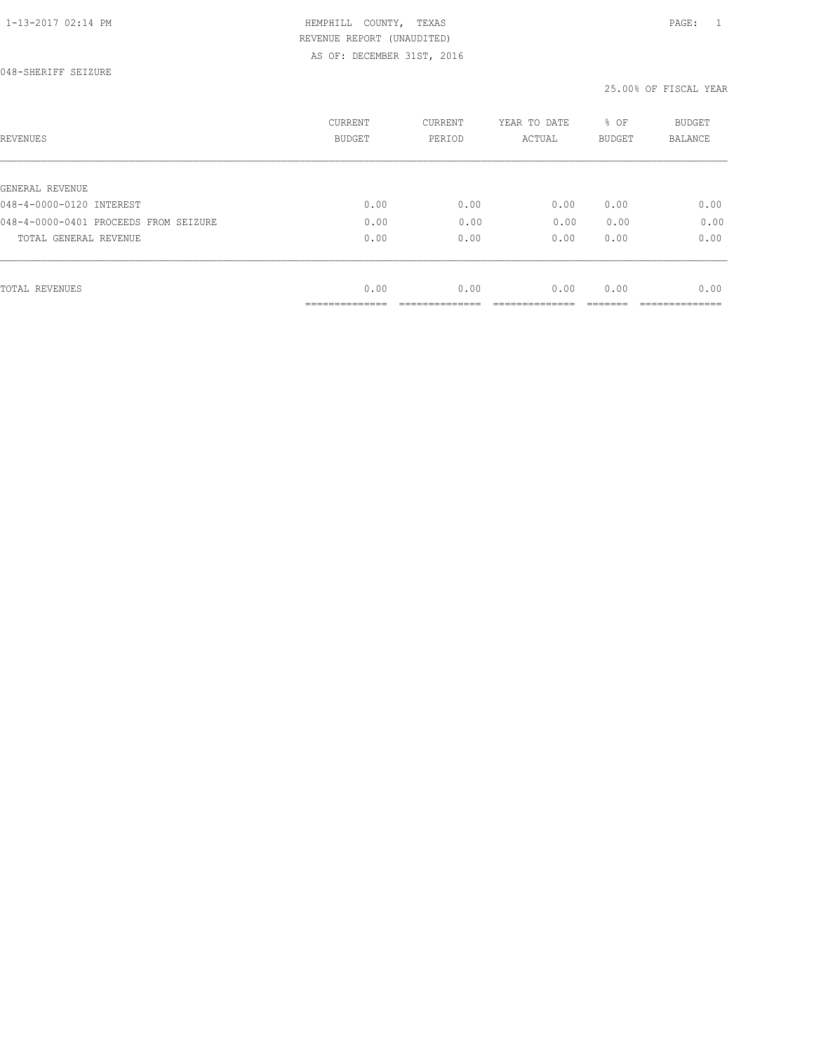HEMPHILL COUNTY, TEXAS
REVENUE REPORT (UNAUDITED)
AS OF: DECEMBER 31ST, 2016

048-SHERIFF SEIZURE

25.00% OF FISCAL YEAR

| REVENUES | CURRENT BUDGET | CURRENT PERIOD | YEAR TO DATE ACTUAL | % OF BUDGET | BUDGET BALANCE |
|---|---|---|---|---|---|
| GENERAL REVENUE | | | | | |
| 048-4-0000-0120 INTEREST | 0.00 | 0.00 | 0.00 | 0.00 | 0.00 |
| 048-4-0000-0401 PROCEEDS FROM SEIZURE | 0.00 | 0.00 | 0.00 | 0.00 | 0.00 |
| TOTAL GENERAL REVENUE | 0.00 | 0.00 | 0.00 | 0.00 | 0.00 |
| TOTAL REVENUES | 0.00 | 0.00 | 0.00 | 0.00 | 0.00 |